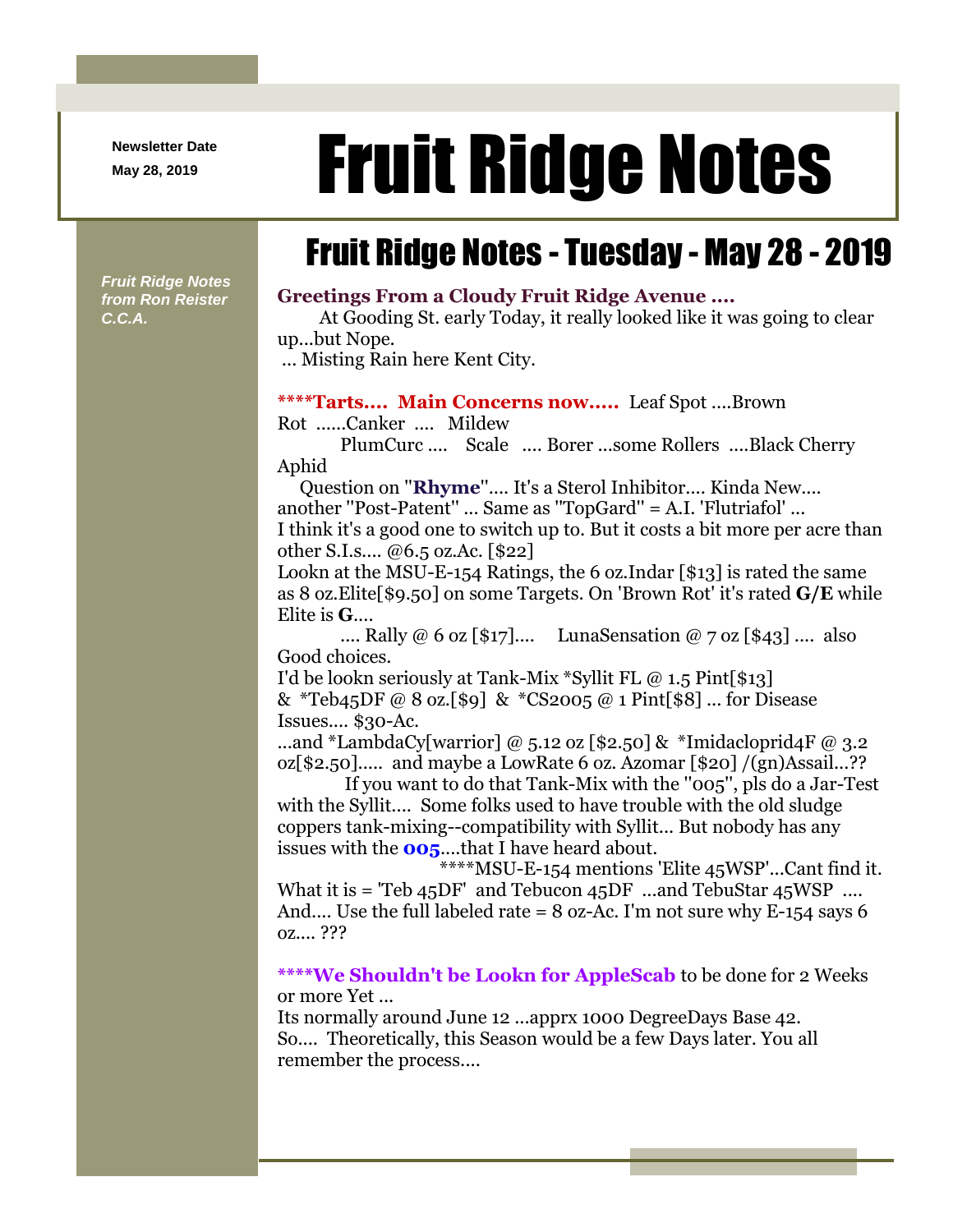Newsletter Date
May 28, 2019

# Fruit Ridge Notes

*Fruit Ridge Notes from Ron Reister C.C.A.*

## Fruit Ridge Notes - Tuesday - May 28 - 2019

**Greetings From a Cloudy Fruit Ridge Avenue ....**

At Gooding St. early Today, it really looked like it was going to clear up...but Nope.
... Misting Rain here Kent City.

**\*\*\*\*Tarts.... Main Concerns now.....** Leaf Spot ....Brown Rot ......Canker .... Mildew
PlumCurc .... Scale .... Borer ...some Rollers ....Black Cherry Aphid

Question on "**Rhyme**".... It's a Sterol Inhibitor.... Kinda New.... another "Post-Patent" ... Same as "TopGard" = A.I. 'Flutriafol' ...
I think it's a good one to switch up to. But it costs a bit more per acre than other S.I.s.... @6.5 oz.Ac. [$22]
Lookn at the MSU-E-154 Ratings, the 6 oz.Indar [$13] is rated the same as 8 oz.Elite[$9.50] on some Targets. On 'Brown Rot' it's rated **G/E** while Elite is **G**....
.... Rally @ 6 oz [$17].... LunaSensation @ 7 oz [$43] .... also Good choices.
I'd be lookn seriously at Tank-Mix *Syllit FL @ 1.5 Pint[$13] & *Teb45DF @ 8 oz.[$9] & *CS2005 @ 1 Pint[$8] ... for Disease Issues.... $30-Ac.
...and *LambdaCy[warrior] @ 5.12 oz [$2.50] & *Imidacloprid4F @ 3.2 oz[$2.50]..... and maybe a LowRate 6 oz. Azomar [$20] /(gn)Assail...??
If you want to do that Tank-Mix with the "005", pls do a Jar-Test with the Syllit.... Some folks used to have trouble with the old sludge coppers tank-mixing--compatibility with Syllit... But nobody has any issues with the **005**....that I have heard about.
\*\*\*\*MSU-E-154 mentions 'Elite 45WSP'...Cant find it. What it is = 'Teb 45DF' and Tebucon 45DF ...and TebuStar 45WSP .... And.... Use the full labeled rate = 8 oz-Ac. I'm not sure why E-154 says 6 oz.... ???

**\*\*\*\*We Shouldn't be Lookn for AppleScab** to be done for 2 Weeks or more Yet ...
Its normally around June 12 ...apprx 1000 DegreeDays Base 42.
So.... Theoretically, this Season would be a few Days later. You all remember the process....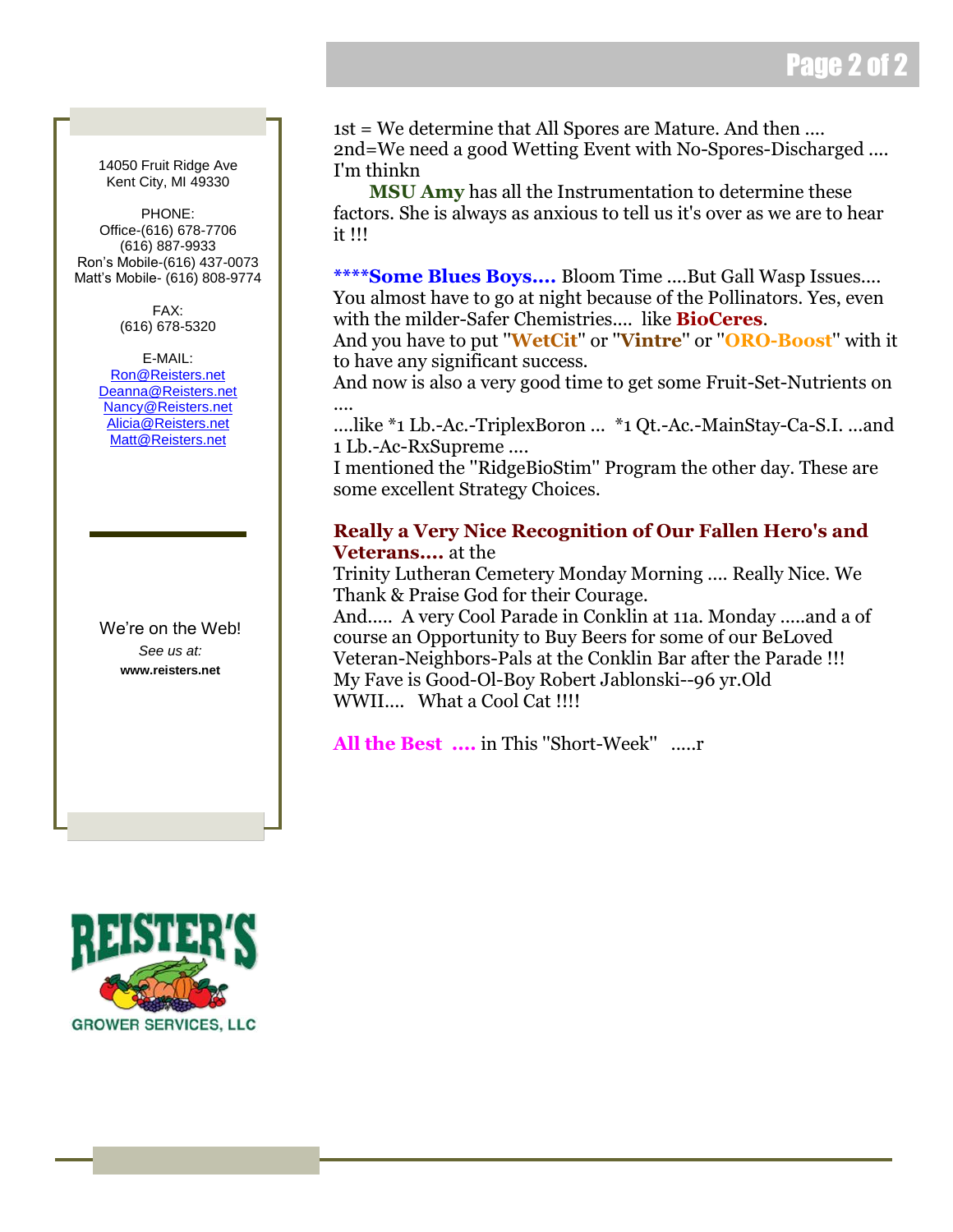14050 Fruit Ridge Ave
Kent City, MI 49330

PHONE:
Office-(616) 678-7706
(616) 887-9933
Ron's Mobile-(616) 437-0073
Matt's Mobile- (616) 808-9774

FAX:
(616) 678-5320

E-MAIL:
Ron@Reisters.net
Deanna@Reisters.net
Nancy@Reisters.net
Alicia@Reisters.net
Matt@Reisters.net

We're on the Web!
*See us at:*
**www.reisters.net**

1st = We determine that All Spores are Mature. And then ....
2nd=We need a good Wetting Event with No-Spores-Discharged ....
I'm thinkn

**MSU Amy** has all the Instrumentation to determine these factors. She is always as anxious to tell us it's over as we are to hear it !!!

**\*\*\*\*Some Blues Boys....** Bloom Time ....But Gall Wasp Issues.... You almost have to go at night because of the Pollinators. Yes, even with the milder-Safer Chemistries.... like **BioCeres**.
And you have to put "**WetCit**" or "**Vintre**" or "**ORO-Boost**" with it to have any significant success.
And now is also a very good time to get some Fruit-Set-Nutrients on ....
....like *1 Lb.-Ac.-TriplexBoron ... *1 Qt.-Ac.-MainStay-Ca-S.I. ...and 1 Lb.-Ac-RxSupreme ....
I mentioned the "RidgeBioStim" Program the other day. These are some excellent Strategy Choices.

**Really a Very Nice Recognition of Our Fallen Hero's and Veterans....** at the
Trinity Lutheran Cemetery Monday Morning .... Really Nice. We Thank & Praise God for their Courage.
And..... A very Cool Parade in Conklin at 11a. Monday .....and a of course an Opportunity to Buy Beers for some of our BeLoved Veteran-Neighbors-Pals at the Conklin Bar after the Parade !!!
My Fave is Good-Ol-Boy Robert Jablonski--96 yr.Old WWII.... What a Cool Cat !!!!

**All the Best ....** in This "Short-Week" .....r

REISTER'S
GROWER SERVICES, LLC